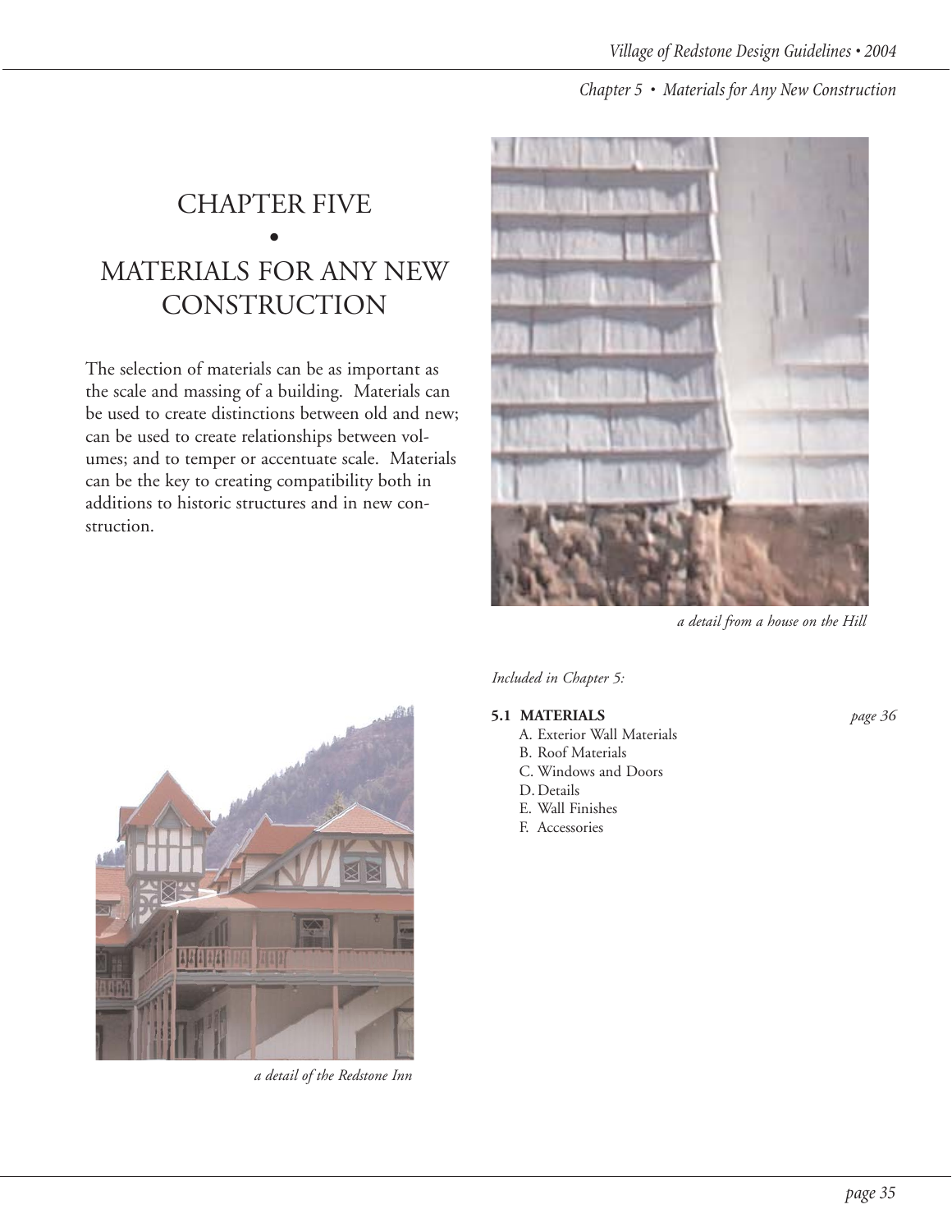# CHAPTER FIVE
# •
# MATERIALS FOR ANY NEW CONSTRUCTION

The selection of materials can be as important as the scale and massing of a building. Materials can be used to create distinctions between old and new; can be used to create relationships between volumes; and to temper or accentuate scale. Materials can be the key to creating compatibility both in additions to historic structures and in new construction.

*a detail from a house on the Hill*

*a detail of the Redstone Inn*

*Included in Chapter 5:*

**5.1 MATERIALS** *page 36*

A. Exterior Wall Materials
B. Roof Materials
C. Windows and Doors
D. Details
E. Wall Finishes
F. Accessories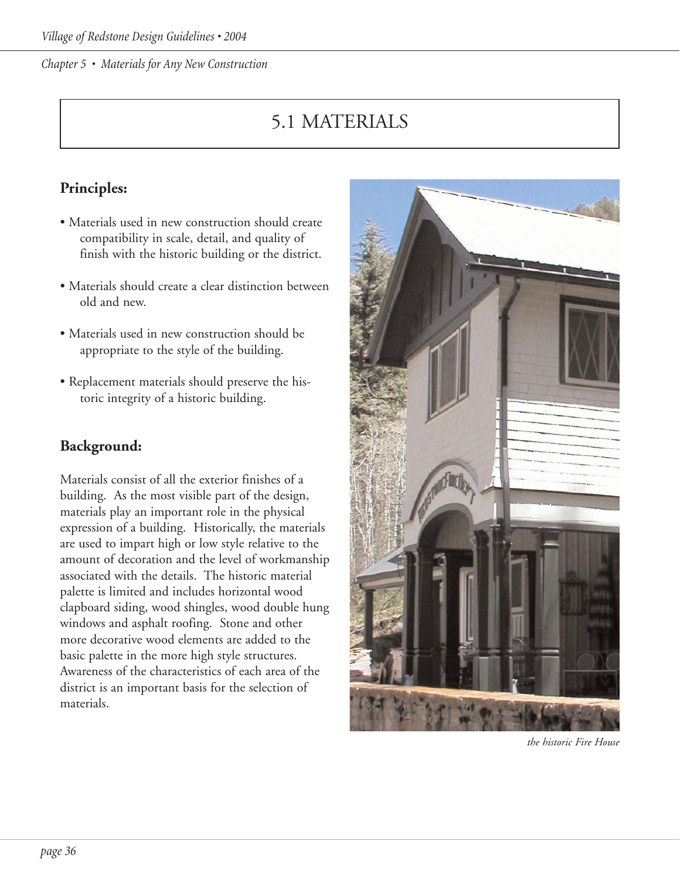# 5.1 MATERIALS

## Principles:

- Materials used in new construction should create compatibility in scale, detail, and quality of finish with the historic building or the district.
- Materials should create a clear distinction between old and new.
- Materials used in new construction should be appropriate to the style of the building.
- Replacement materials should preserve the historic integrity of a historic building.

## Background:

Materials consist of all the exterior finishes of a building. As the most visible part of the design, materials play an important role in the physical expression of a building. Historically, the materials are used to impart high or low style relative to the amount of decoration and the level of workmanship associated with the details. The historic material palette is limited and includes horizontal wood clapboard siding, wood shingles, wood double hung windows and asphalt roofing. Stone and other more decorative wood elements are added to the basic palette in the more high style structures. Awareness of the characteristics of each area of the district is an important basis for the selection of materials.

*the historic Fire House*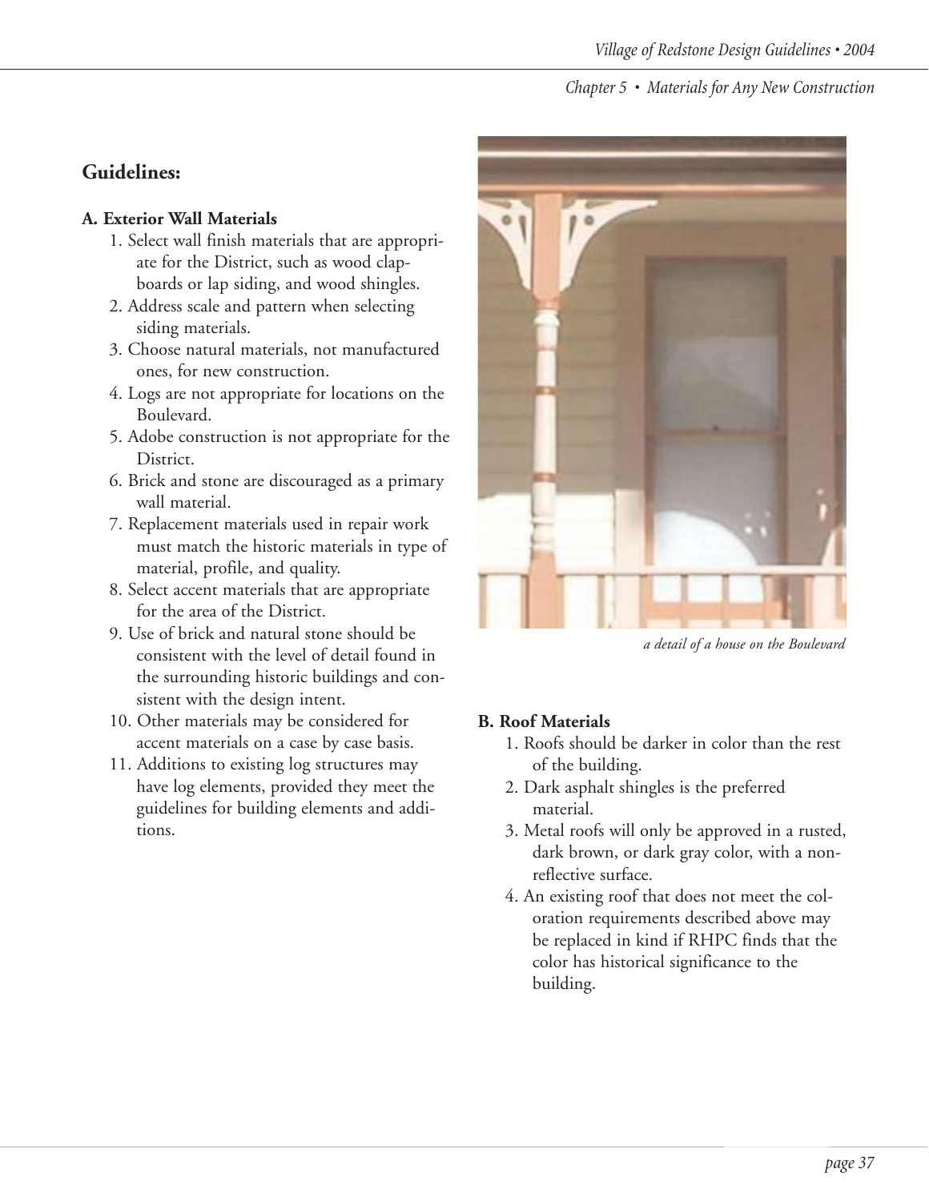## Guidelines:

### A. Exterior Wall Materials

1. Select wall finish materials that are appropriate for the District, such as wood clapboards or lap siding, and wood shingles.
2. Address scale and pattern when selecting siding materials.
3. Choose natural materials, not manufactured ones, for new construction.
4. Logs are not appropriate for locations on the Boulevard.
5. Adobe construction is not appropriate for the District.
6. Brick and stone are discouraged as a primary wall material.
7. Replacement materials used in repair work must match the historic materials in type of material, profile, and quality.
8. Select accent materials that are appropriate for the area of the District.
9. Use of brick and natural stone should be consistent with the level of detail found in the surrounding historic buildings and consistent with the design intent.
10. Other materials may be considered for accent materials on a case by case basis.
11. Additions to existing log structures may have log elements, provided they meet the guidelines for building elements and additions.

*a detail of a house on the Boulevard*

### B. Roof Materials

1. Roofs should be darker in color than the rest of the building.
2. Dark asphalt shingles is the preferred material.
3. Metal roofs will only be approved in a rusted, dark brown, or dark gray color, with a non-reflective surface.
4. An existing roof that does not meet the coloration requirements described above may be replaced in kind if RHPC finds that the color has historical significance to the building.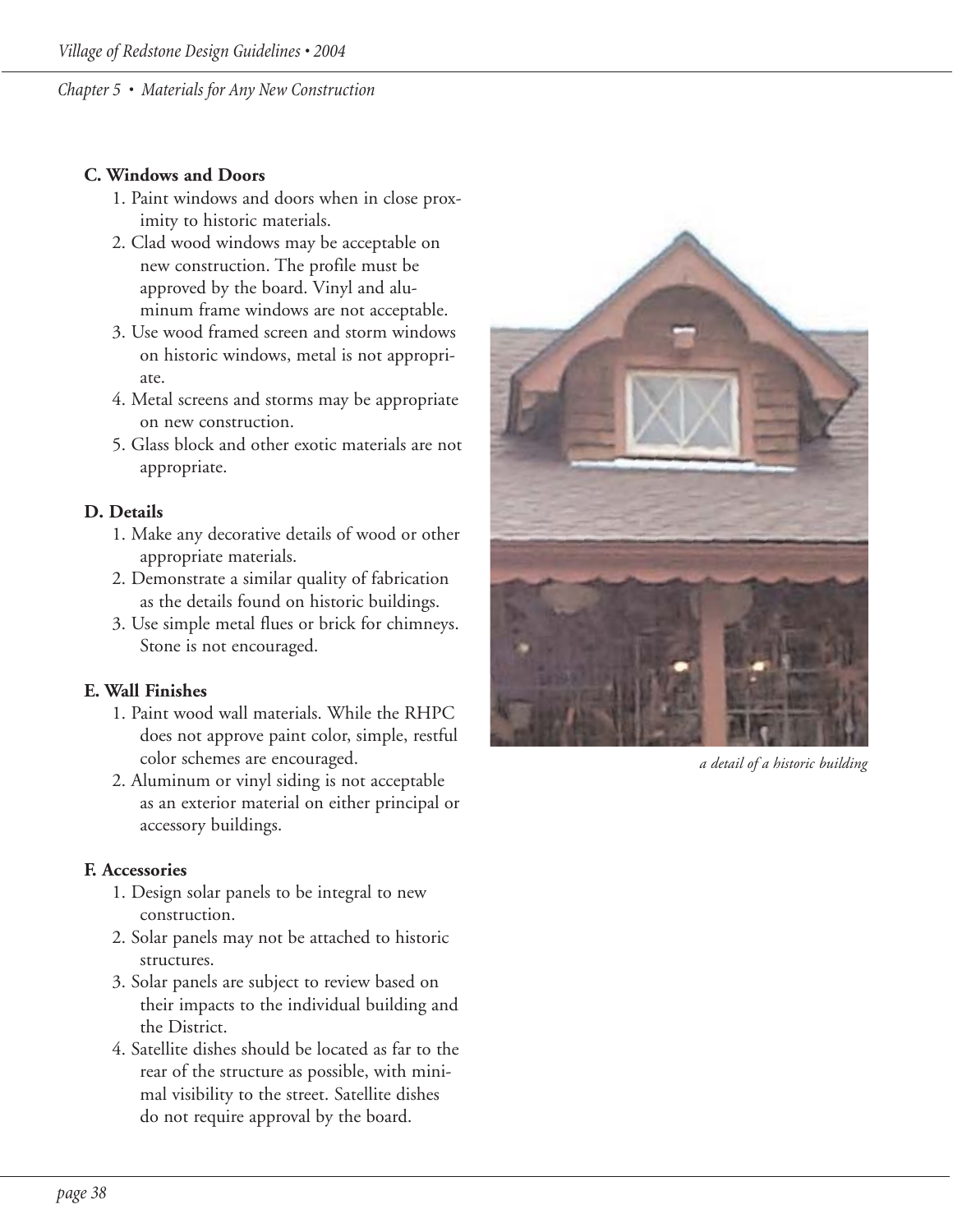### C. Windows and Doors

1. Paint windows and doors when in close proximity to historic materials.
2. Clad wood windows may be acceptable on new construction. The profile must be approved by the board. Vinyl and aluminum frame windows are not acceptable.
3. Use wood framed screen and storm windows on historic windows, metal is not appropriate.
4. Metal screens and storms may be appropriate on new construction.
5. Glass block and other exotic materials are not appropriate.

### D. Details

1. Make any decorative details of wood or other appropriate materials.
2. Demonstrate a similar quality of fabrication as the details found on historic buildings.
3. Use simple metal flues or brick for chimneys. Stone is not encouraged.

### E. Wall Finishes

1. Paint wood wall materials. While the RHPC does not approve paint color, simple, restful color schemes are encouraged.
2. Aluminum or vinyl siding is not acceptable as an exterior material on either principal or accessory buildings.

### F. Accessories

1. Design solar panels to be integral to new construction.
2. Solar panels may not be attached to historic structures.
3. Solar panels are subject to review based on their impacts to the individual building and the District.
4. Satellite dishes should be located as far to the rear of the structure as possible, with minimal visibility to the street. Satellite dishes do not require approval by the board.

*a detail of a historic building*